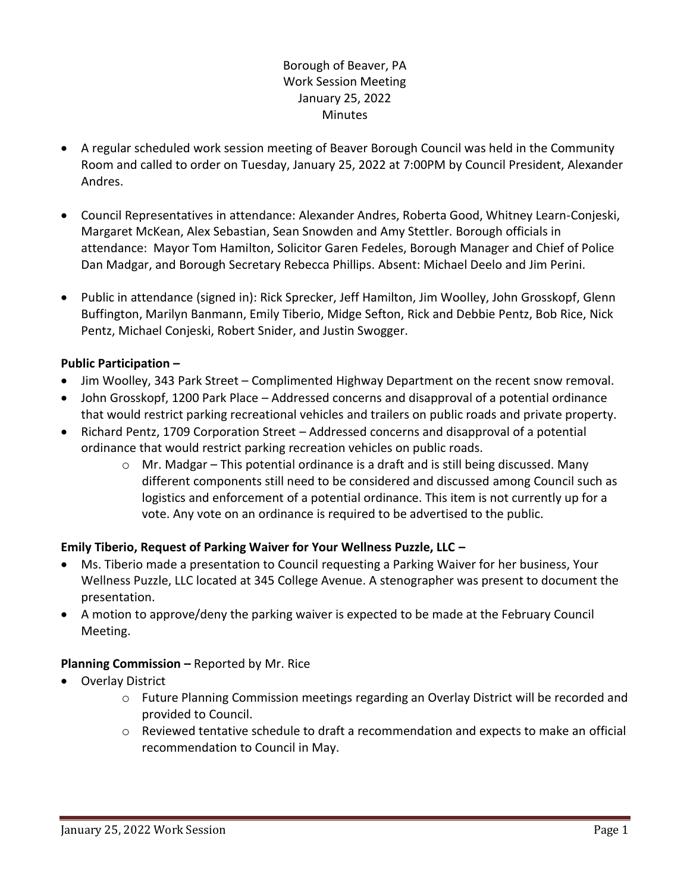Borough of Beaver, PA
Work Session Meeting
January 25, 2022
Minutes

- A regular scheduled work session meeting of Beaver Borough Council was held in the Community Room and called to order on Tuesday, January 25, 2022 at 7:00PM by Council President, Alexander Andres.

- Council Representatives in attendance: Alexander Andres, Roberta Good, Whitney Learn-Conjeski, Margaret McKean, Alex Sebastian, Sean Snowden and Amy Stettler. Borough officials in attendance: Mayor Tom Hamilton, Solicitor Garen Fedeles, Borough Manager and Chief of Police Dan Madgar, and Borough Secretary Rebecca Phillips. Absent: Michael Deelo and Jim Perini.

- Public in attendance (signed in): Rick Sprecker, Jeff Hamilton, Jim Woolley, John Grosskopf, Glenn Buffington, Marilyn Banmann, Emily Tiberio, Midge Sefton, Rick and Debbie Pentz, Bob Rice, Nick Pentz, Michael Conjeski, Robert Snider, and Justin Swogger.

**Public Participation –**

- Jim Woolley, 343 Park Street – Complimented Highway Department on the recent snow removal.
- John Grosskopf, 1200 Park Place – Addressed concerns and disapproval of a potential ordinance that would restrict parking recreational vehicles and trailers on public roads and private property.
- Richard Pentz, 1709 Corporation Street – Addressed concerns and disapproval of a potential ordinance that would restrict parking recreation vehicles on public roads.
  - Mr. Madgar – This potential ordinance is a draft and is still being discussed. Many different components still need to be considered and discussed among Council such as logistics and enforcement of a potential ordinance. This item is not currently up for a vote. Any vote on an ordinance is required to be advertised to the public.

**Emily Tiberio, Request of Parking Waiver for Your Wellness Puzzle, LLC –**

- Ms. Tiberio made a presentation to Council requesting a Parking Waiver for her business, Your Wellness Puzzle, LLC located at 345 College Avenue. A stenographer was present to document the presentation.
- A motion to approve/deny the parking waiver is expected to be made at the February Council Meeting.

**Planning Commission –** Reported by Mr. Rice

- Overlay District
  - Future Planning Commission meetings regarding an Overlay District will be recorded and provided to Council.
  - Reviewed tentative schedule to draft a recommendation and expects to make an official recommendation to Council in May.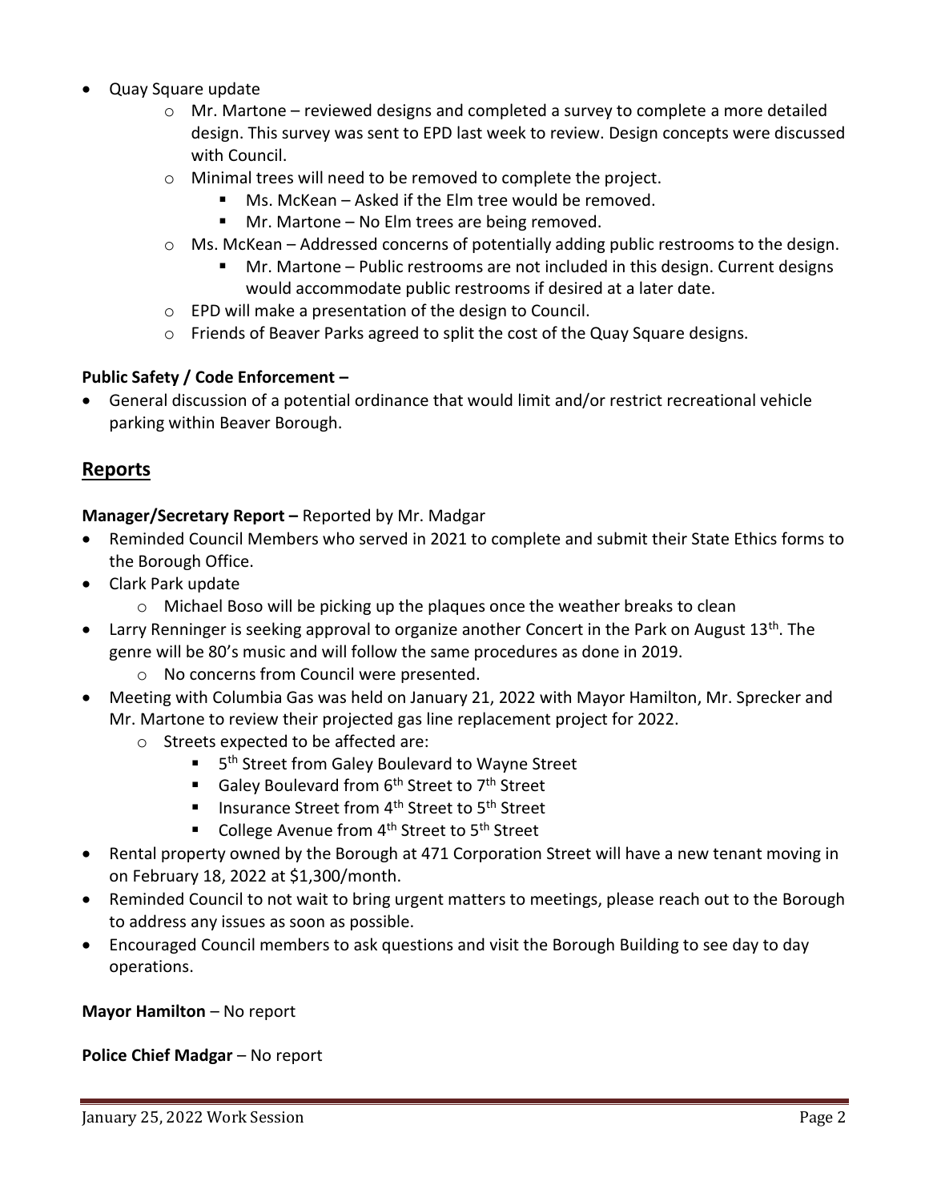- Quay Square update
  - Mr. Martone – reviewed designs and completed a survey to complete a more detailed design. This survey was sent to EPD last week to review. Design concepts were discussed with Council.
  - Minimal trees will need to be removed to complete the project.
    - Ms. McKean – Asked if the Elm tree would be removed.
    - Mr. Martone – No Elm trees are being removed.
  - Ms. McKean – Addressed concerns of potentially adding public restrooms to the design.
    - Mr. Martone – Public restrooms are not included in this design. Current designs would accommodate public restrooms if desired at a later date.
  - EPD will make a presentation of the design to Council.
  - Friends of Beaver Parks agreed to split the cost of the Quay Square designs.

**Public Safety / Code Enforcement –**

- General discussion of a potential ordinance that would limit and/or restrict recreational vehicle parking within Beaver Borough.

## Reports

**Manager/Secretary Report –** Reported by Mr. Madgar

- Reminded Council Members who served in 2021 to complete and submit their State Ethics forms to the Borough Office.
- Clark Park update
  - Michael Boso will be picking up the plaques once the weather breaks to clean
- Larry Renninger is seeking approval to organize another Concert in the Park on August 13th. The genre will be 80's music and will follow the same procedures as done in 2019.
  - No concerns from Council were presented.
- Meeting with Columbia Gas was held on January 21, 2022 with Mayor Hamilton, Mr. Sprecker and Mr. Martone to review their projected gas line replacement project for 2022.
  - Streets expected to be affected are:
    - 5th Street from Galey Boulevard to Wayne Street
    - Galey Boulevard from 6th Street to 7th Street
    - Insurance Street from 4th Street to 5th Street
    - College Avenue from 4th Street to 5th Street
- Rental property owned by the Borough at 471 Corporation Street will have a new tenant moving in on February 18, 2022 at $1,300/month.
- Reminded Council to not wait to bring urgent matters to meetings, please reach out to the Borough to address any issues as soon as possible.
- Encouraged Council members to ask questions and visit the Borough Building to see day to day operations.

**Mayor Hamilton** – No report

**Police Chief Madgar** – No report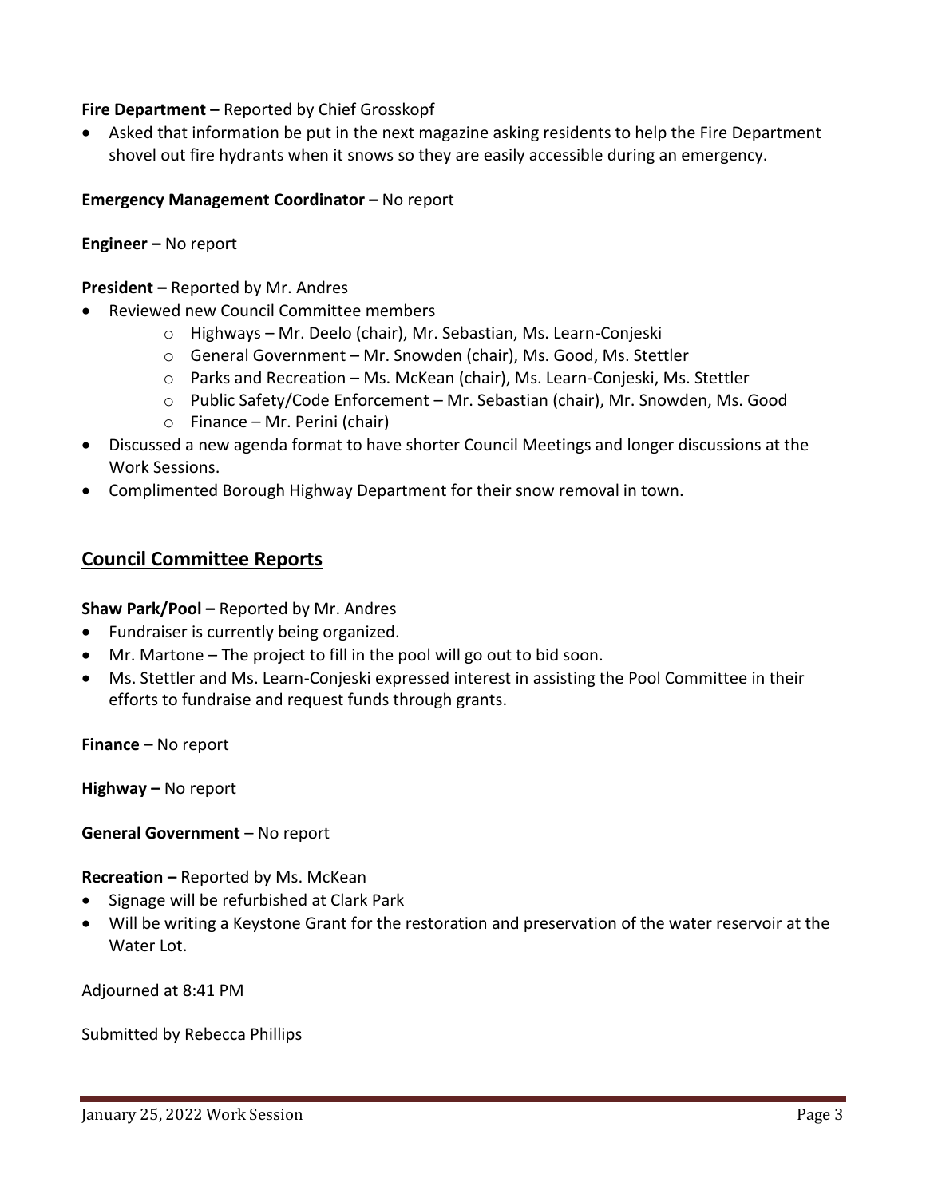**Fire Department –** Reported by Chief Grosskopf

- Asked that information be put in the next magazine asking residents to help the Fire Department shovel out fire hydrants when it snows so they are easily accessible during an emergency.

**Emergency Management Coordinator –** No report

**Engineer –** No report

**President –** Reported by Mr. Andres

- Reviewed new Council Committee members
    - Highways – Mr. Deelo (chair), Mr. Sebastian, Ms. Learn-Conjeski
    - General Government – Mr. Snowden (chair), Ms. Good, Ms. Stettler
    - Parks and Recreation – Ms. McKean (chair), Ms. Learn-Conjeski, Ms. Stettler
    - Public Safety/Code Enforcement – Mr. Sebastian (chair), Mr. Snowden, Ms. Good
    - Finance – Mr. Perini (chair)
- Discussed a new agenda format to have shorter Council Meetings and longer discussions at the Work Sessions.
- Complimented Borough Highway Department for their snow removal in town.

## Council Committee Reports

**Shaw Park/Pool –** Reported by Mr. Andres

- Fundraiser is currently being organized.
- Mr. Martone – The project to fill in the pool will go out to bid soon.
- Ms. Stettler and Ms. Learn-Conjeski expressed interest in assisting the Pool Committee in their efforts to fundraise and request funds through grants.

**Finance** – No report

**Highway –** No report

**General Government** – No report

**Recreation –** Reported by Ms. McKean

- Signage will be refurbished at Clark Park
- Will be writing a Keystone Grant for the restoration and preservation of the water reservoir at the Water Lot.

Adjourned at 8:41 PM

Submitted by Rebecca Phillips